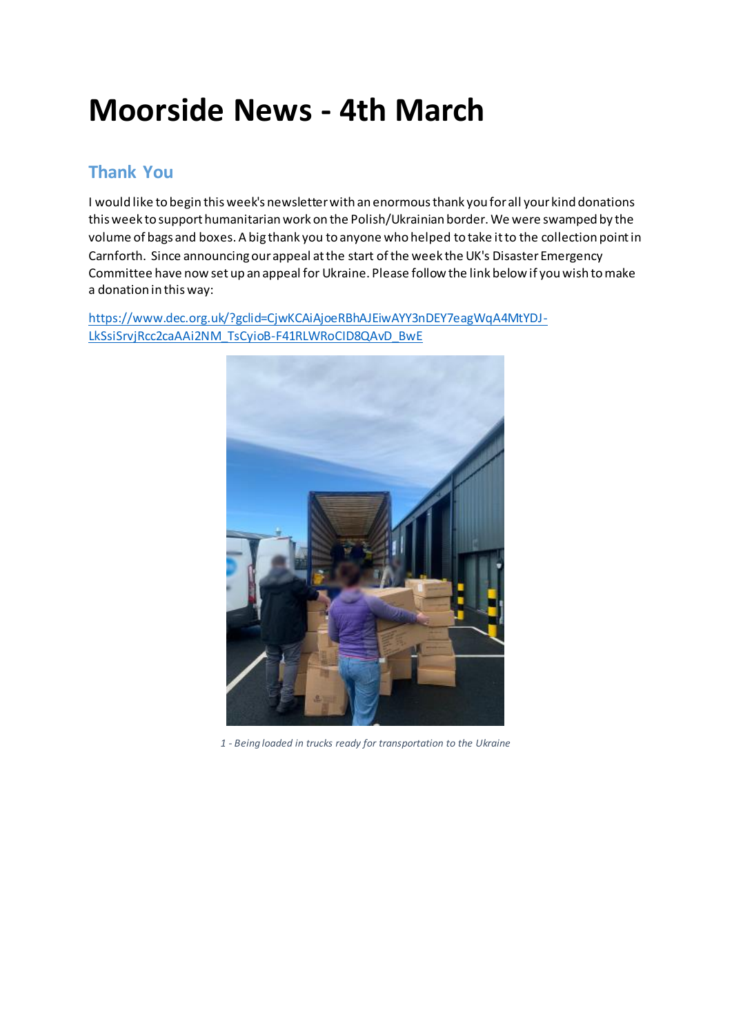# Moorside News - 4th March

## Thank You

I would like to begin this week's newsletter with an enormous thank you for all your kind donations this week to support humanitarian work on the Polish/Ukrainian border. We were swamped by the volume of bags and boxes. A big thank you to anyone who helped to take it to the collection point in Carnforth. Since announcing our appeal at the start of the week the UK's Disaster Emergency Committee have now set up an appeal for Ukraine. Please follow the link below if you wish to make a donation in this way:

https://www.dec.org.uk/?gclid=CjwKCAiAjoeRBhAJEiwAYY3nDEY7eagWqA4MtYDJ-LkSsiSrvjRcc2caAAi2NM_TsCyioB-F41RLWRoCID8QAvD_BwE

*1 - Being loaded in trucks ready for transportation to the Ukraine*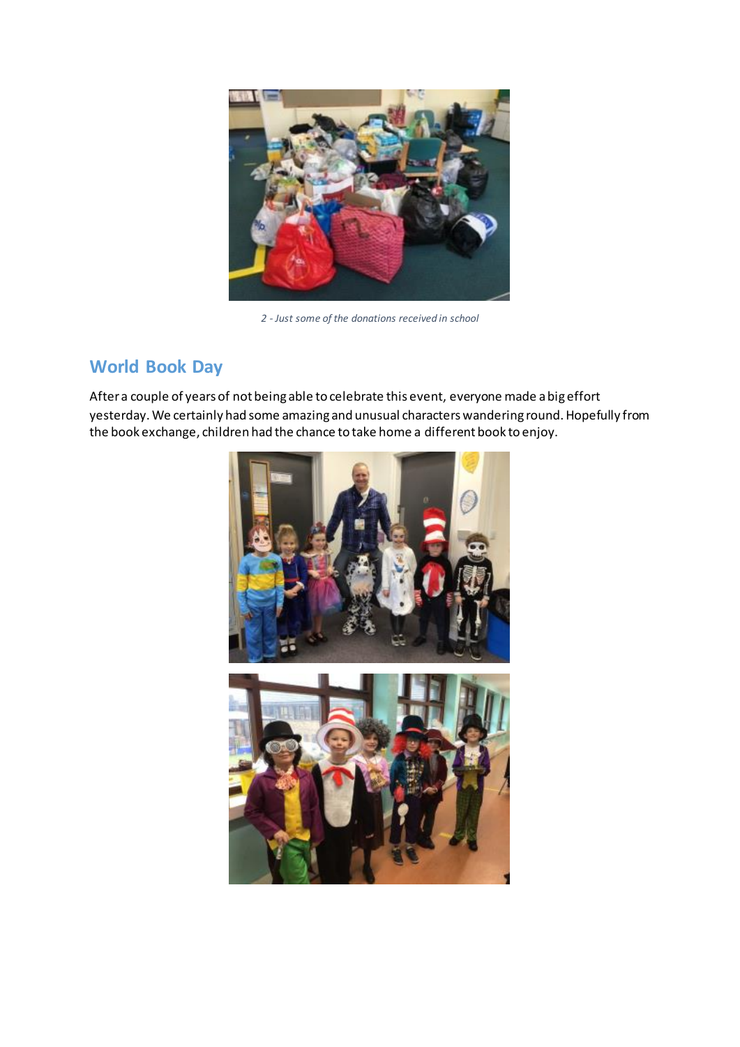*2 - Just some of the donations received in school*

## World Book Day

After a couple of years of not being able to celebrate this event, everyone made a big effort yesterday. We certainly had some amazing and unusual characters wandering round. Hopefully from the book exchange, children had the chance to take home a different book to enjoy.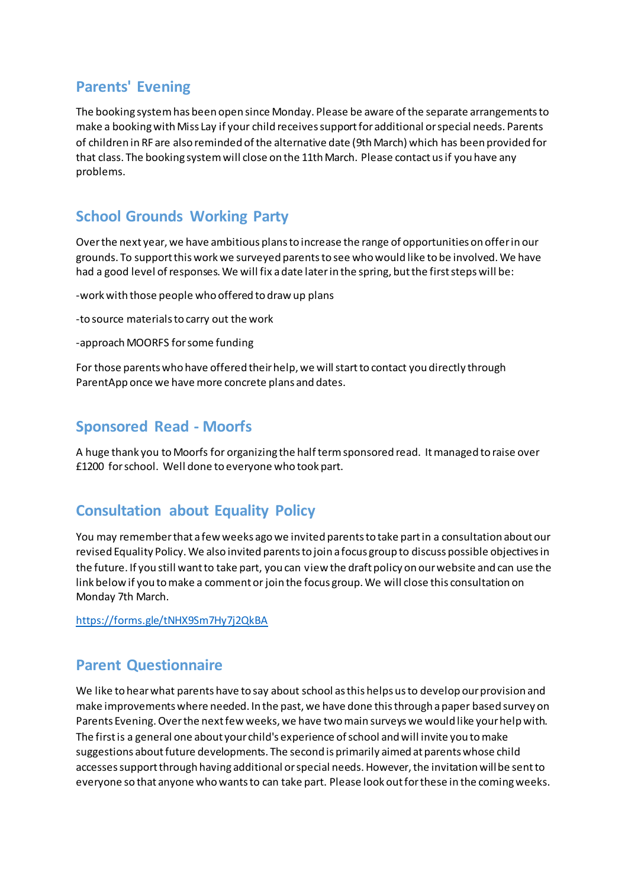## Parents' Evening

The booking system has been open since Monday. Please be aware of the separate arrangements to make a booking with Miss Lay if your child receives support for additional or special needs. Parents of children in RF are also reminded of the alternative date (9th March) which has been provided for that class. The booking system will close on the 11th March. Please contact us if you have any problems.

## School Grounds Working Party

Over the next year, we have ambitious plans to increase the range of opportunities on offer in our grounds. To support this work we surveyed parents to see who would like to be involved. We have had a good level of responses. We will fix a date later in the spring, but the first steps will be:

-work with those people who offered to draw up plans

-to source materials to carry out the work

-approach MOORFS for some funding

For those parents who have offered their help, we will start to contact you directly through ParentApp once we have more concrete plans and dates.

## Sponsored Read - Moorfs

A huge thank you to Moorfs for organizing the half term sponsored read. It managed to raise over £1200 for school. Well done to everyone who took part.

## Consultation about Equality Policy

You may remember that a few weeks ago we invited parents to take part in a consultation about our revised Equality Policy. We also invited parents to join a focus group to discuss possible objectives in the future. If you still want to take part, you can view the draft policy on our website and can use the link below if you to make a comment or join the focus group. We will close this consultation on Monday 7th March.

https://forms.gle/tNHX9Sm7Hy7j2QkBA

## Parent Questionnaire

We like to hear what parents have to say about school as this helps us to develop our provision and make improvements where needed. In the past, we have done this through a paper based survey on Parents Evening. Over the next few weeks, we have two main surveys we would like your help with. The first is a general one about your child's experience of school and will invite you to make suggestions about future developments. The second is primarily aimed at parents whose child accesses support through having additional or special needs. However, the invitation will be sent to everyone so that anyone who wants to can take part. Please look out for these in the coming weeks.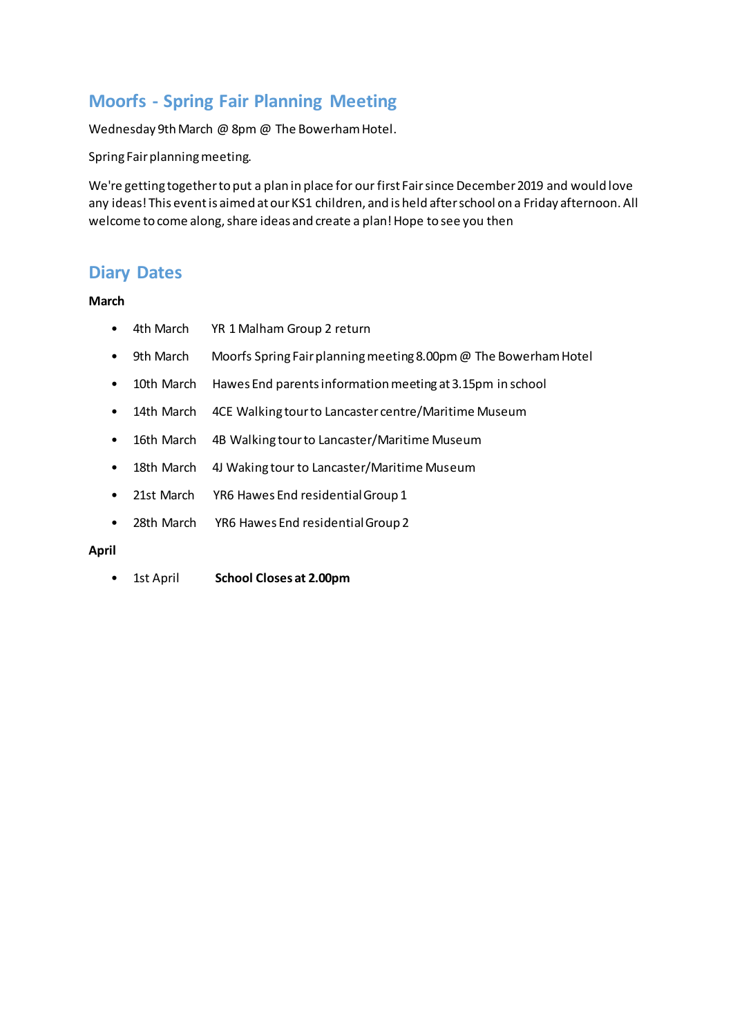## Moorfs - Spring Fair Planning Meeting

Wednesday 9th March @ 8pm @ The Bowerham Hotel.

Spring Fair planning meeting.

We're getting together to put a plan in place for our first Fair since December 2019 and would love any ideas! This event is aimed at our KS1 children, and is held after school on a Friday afternoon. All welcome to come along, share ideas and create a plan! Hope to see you then

## Diary Dates

**March**

- 4th March YR 1 Malham Group 2 return
- 9th March Moorfs Spring Fair planning meeting 8.00pm @ The Bowerham Hotel
- 10th March Hawes End parents information meeting at 3.15pm in school
- 14th March 4CE Walking tour to Lancaster centre/Maritime Museum
- 16th March 4B Walking tour to Lancaster/Maritime Museum
- 18th March 4J Waking tour to Lancaster/Maritime Museum
- 21st March YR6 Hawes End residential Group 1
- 28th March YR6 Hawes End residential Group 2

**April**

- 1st April **School Closes at 2.00pm**